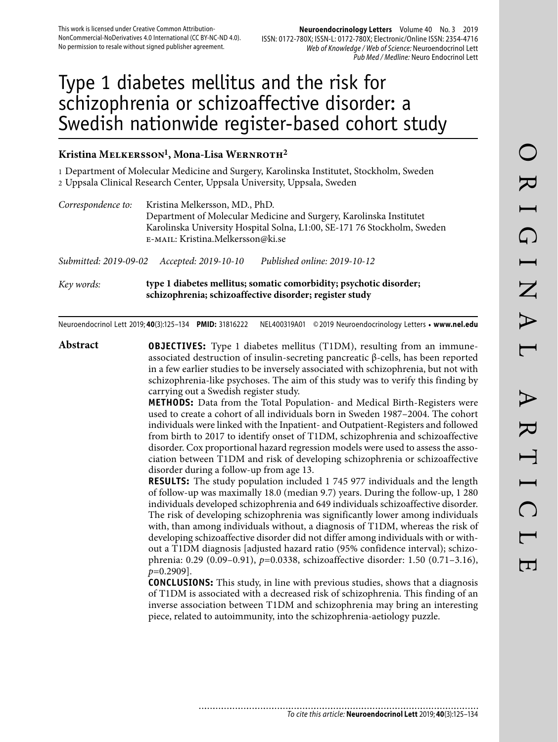This work is licensed under Creative Common Attribution-NonCommercial-NoDerivatives 4.0 International (CC BY-NC-ND 4.0). No permission to resale without signed publisher agreement.

# Type 1 diabetes mellitus and the risk for schizophrenia or schizoaffective disorder: a Swedish nationwide register-based cohort study

**Kristina Melkersson[1], Mona-Lisa Wernroth[2]**

1 Department of Molecular Medicine and Surgery, Karolinska Institutet, Stockholm, Sweden
2 Uppsala Clinical Research Center, Uppsala University, Uppsala, Sweden

*Correspondence to:* Kristina Melkersson, MD., PhD.
Department of Molecular Medicine and Surgery, Karolinska Institutet
Karolinska University Hospital Solna, L1:00, SE-171 76 Stockholm, Sweden
E-MAIL: Kristina.Melkersson@ki.se

*Submitted: 2019-09-02* *Accepted: 2019-10-10* *Published online: 2019-10-12*

*Key words:* **type 1 diabetes mellitus; somatic comorbidity; psychotic disorder; schizophrenia; schizoaffective disorder; register study**

Neuroendocrinol Lett 2019; **40**(3):125–134 **PMID:** 31816222 NEL400319A01 © 2019 Neuroendocrinology Letters • **www.nel.edu**

## Abstract

**OBJECTIVES:** Type 1 diabetes mellitus (T1DM), resulting from an immune-associated destruction of insulin-secreting pancreatic β-cells, has been reported in a few earlier studies to be inversely associated with schizophrenia, but not with schizophrenia-like psychoses. The aim of this study was to verify this finding by carrying out a Swedish register study.

**METHODS:** Data from the Total Population- and Medical Birth-Registers were used to create a cohort of all individuals born in Sweden 1987–2004. The cohort individuals were linked with the Inpatient- and Outpatient-Registers and followed from birth to 2017 to identify onset of T1DM, schizophrenia and schizoaffective disorder. Cox proportional hazard regression models were used to assess the association between T1DM and risk of developing schizophrenia or schizoaffective disorder during a follow-up from age 13.

**RESULTS:** The study population included 1 745 977 individuals and the length of follow-up was maximally 18.0 (median 9.7) years. During the follow-up, 1 280 individuals developed schizophrenia and 649 individuals schizoaffective disorder. The risk of developing schizophrenia was significantly lower among individuals with, than among individuals without, a diagnosis of T1DM, whereas the risk of developing schizoaffective disorder did not differ among individuals with or without a T1DM diagnosis [adjusted hazard ratio (95% confidence interval); schizophrenia: 0.29 (0.09–0.91), $p$=0.0338, schizoaffective disorder: 1.50 (0.71–3.16), $p$=0.2909].

**CONCLUSIONS:** This study, in line with previous studies, shows that a diagnosis of T1DM is associated with a decreased risk of schizophrenia. This finding of an inverse association between T1DM and schizophrenia may bring an interesting piece, related to autoimmunity, into the schizophrenia-aetiology puzzle.

*To cite this article:* **Neuroendocrinol Lett** 2019; **40**(3):125–134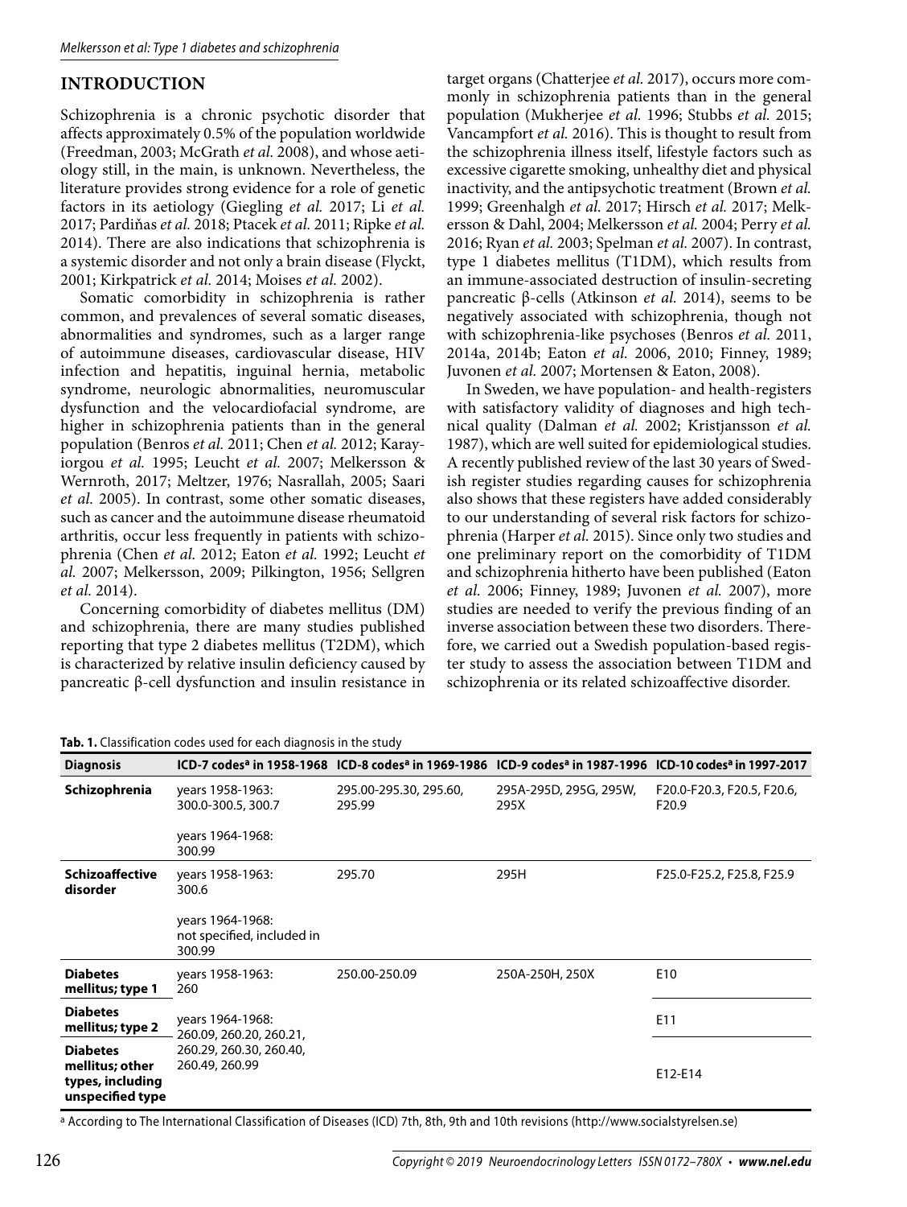## INTRODUCTION

Schizophrenia is a chronic psychotic disorder that affects approximately 0.5% of the population worldwide (Freedman, 2003; McGrath *et al.* 2008), and whose aetiology still, in the main, is unknown. Nevertheless, the literature provides strong evidence for a role of genetic factors in its aetiology (Giegling *et al.* 2017; Li *et al.* 2017; Pardiňas *et al.* 2018; Ptacek *et al.* 2011; Ripke *et al.* 2014). There are also indications that schizophrenia is a systemic disorder and not only a brain disease (Flyckt, 2001; Kirkpatrick *et al.* 2014; Moises *et al.* 2002).

Somatic comorbidity in schizophrenia is rather common, and prevalences of several somatic diseases, abnormalities and syndromes, such as a larger range of autoimmune diseases, cardiovascular disease, HIV infection and hepatitis, inguinal hernia, metabolic syndrome, neurologic abnormalities, neuromuscular dysfunction and the velocardiofacial syndrome, are higher in schizophrenia patients than in the general population (Benros *et al.* 2011; Chen *et al.* 2012; Karayiorgou *et al.* 1995; Leucht *et al.* 2007; Melkersson & Wernroth, 2017; Meltzer, 1976; Nasrallah, 2005; Saari *et al.* 2005). In contrast, some other somatic diseases, such as cancer and the autoimmune disease rheumatoid arthritis, occur less frequently in patients with schizophrenia (Chen *et al.* 2012; Eaton *et al.* 1992; Leucht *et al.* 2007; Melkersson, 2009; Pilkington, 1956; Sellgren *et al.* 2014).

Concerning comorbidity of diabetes mellitus (DM) and schizophrenia, there are many studies published reporting that type 2 diabetes mellitus (T2DM), which is characterized by relative insulin deficiency caused by pancreatic β-cell dysfunction and insulin resistance in target organs (Chatterjee *et al.* 2017), occurs more commonly in schizophrenia patients than in the general population (Mukherjee *et al.* 1996; Stubbs *et al.* 2015; Vancampfort *et al.* 2016). This is thought to result from the schizophrenia illness itself, lifestyle factors such as excessive cigarette smoking, unhealthy diet and physical inactivity, and the antipsychotic treatment (Brown *et al.* 1999; Greenhalgh *et al.* 2017; Hirsch *et al.* 2017; Melkersson & Dahl, 2004; Melkersson *et al.* 2004; Perry *et al.* 2016; Ryan *et al.* 2003; Spelman *et al.* 2007). In contrast, type 1 diabetes mellitus (T1DM), which results from an immune-associated destruction of insulin-secreting pancreatic β-cells (Atkinson *et al.* 2014), seems to be negatively associated with schizophrenia, though not with schizophrenia-like psychoses (Benros *et al.* 2011, 2014a, 2014b; Eaton *et al.* 2006, 2010; Finney, 1989; Juvonen *et al.* 2007; Mortensen & Eaton, 2008).

In Sweden, we have population- and health-registers with satisfactory validity of diagnoses and high technical quality (Dalman *et al.* 2002; Kristjansson *et al.* 1987), which are well suited for epidemiological studies. A recently published review of the last 30 years of Swedish register studies regarding causes for schizophrenia also shows that these registers have added considerably to our understanding of several risk factors for schizophrenia (Harper *et al.* 2015). Since only two studies and one preliminary report on the comorbidity of T1DM and schizophrenia hitherto have been published (Eaton *et al.* 2006; Finney, 1989; Juvonen *et al.* 2007), more studies are needed to verify the previous finding of an inverse association between these two disorders. Therefore, we carried out a Swedish population-based register study to assess the association between T1DM and schizophrenia or its related schizoaffective disorder.

**Tab. 1.** Classification codes used for each diagnosis in the study

| Diagnosis | ICD-7 codes[a] in 1958-1968 | ICD-8 codes[a] in 1969-1986 | ICD-9 codes[a] in 1987-1996 | ICD-10 codes[a] in 1997-2017 |
|---|---|---|---|---|
| **Schizophrenia** | years 1958-1963: 300.0-300.5, 300.7<br><br>years 1964-1968: 300.99 | 295.00-295.30, 295.60, 295.99 | 295A-295D, 295G, 295W, 295X | F20.0-F20.3, F20.5, F20.6, F20.9 |
| **Schizoaffective disorder** | years 1958-1963: 300.6<br><br>years 1964-1968: not specified, included in 300.99 | 295.70 | 295H | F25.0-F25.2, F25.8, F25.9 |
| **Diabetes mellitus; type 1** | years 1958-1963: 260 | 250.00-250.09 | 250A-250H, 250X | E10 |
| **Diabetes mellitus; type 2** | years 1964-1968: 260.09, 260.20, 260.21, 260.29, 260.30, 260.40, 260.49, 260.99 | | | E11 |
| **Diabetes mellitus; other types, including unspecified type** | | | | E12-E14 |

[a] According to The International Classification of Diseases (ICD) 7th, 8th, 9th and 10th revisions (http://www.socialstyrelsen.se)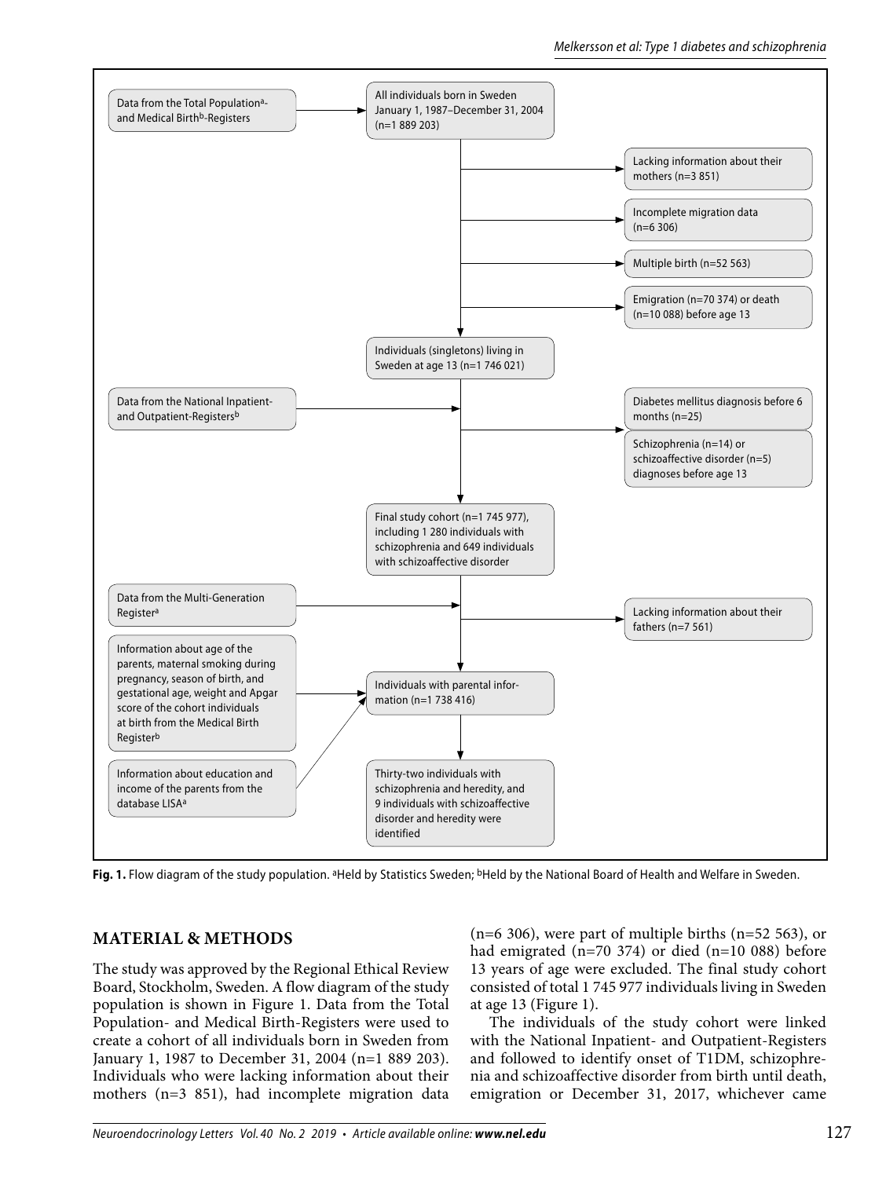Data from the Total Population[a]- and Medical Birth[b]-Registers

All individuals born in Sweden January 1, 1987–December 31, 2004 (n=1 889 203)

Lacking information about their mothers (n=3 851)

Incomplete migration data (n=6 306)

Multiple birth (n=52 563)

Emigration (n=70 374) or death (n=10 088) before age 13

Individuals (singletons) living in Sweden at age 13 (n=1 746 021)

Data from the National Inpatient- and Outpatient-Registers[b]

Diabetes mellitus diagnosis before 6 months (n=25)

Schizophrenia (n=14) or schizoaffective disorder (n=5) diagnoses before age 13

Final study cohort (n=1 745 977), including 1 280 individuals with schizophrenia and 649 individuals with schizoaffective disorder

Data from the Multi-Generation Register[a]

Lacking information about their fathers (n=7 561)

Information about age of the parents, maternal smoking during pregnancy, season of birth, and gestational age, weight and Apgar score of the cohort individuals at birth from the Medical Birth Register[b]

Information about education and income of the parents from the database LISA[a]

Individuals with parental information (n=1 738 416)

Thirty-two individuals with schizophrenia and heredity, and 9 individuals with schizoaffective disorder and heredity were identified

**Fig. 1.** Flow diagram of the study population. [a]Held by Statistics Sweden; [b]Held by the National Board of Health and Welfare in Sweden.

## MATERIAL & METHODS

The study was approved by the Regional Ethical Review Board, Stockholm, Sweden. A flow diagram of the study population is shown in Figure 1. Data from the Total Population- and Medical Birth-Registers were used to create a cohort of all individuals born in Sweden from January 1, 1987 to December 31, 2004 (n=1 889 203). Individuals who were lacking information about their mothers (n=3 851), had incomplete migration data (n=6 306), were part of multiple births (n=52 563), or had emigrated (n=70 374) or died (n=10 088) before 13 years of age were excluded. The final study cohort consisted of total 1 745 977 individuals living in Sweden at age 13 (Figure 1).

The individuals of the study cohort were linked with the National Inpatient- and Outpatient-Registers and followed to identify onset of T1DM, schizophrenia and schizoaffective disorder from birth until death, emigration or December 31, 2017, whichever came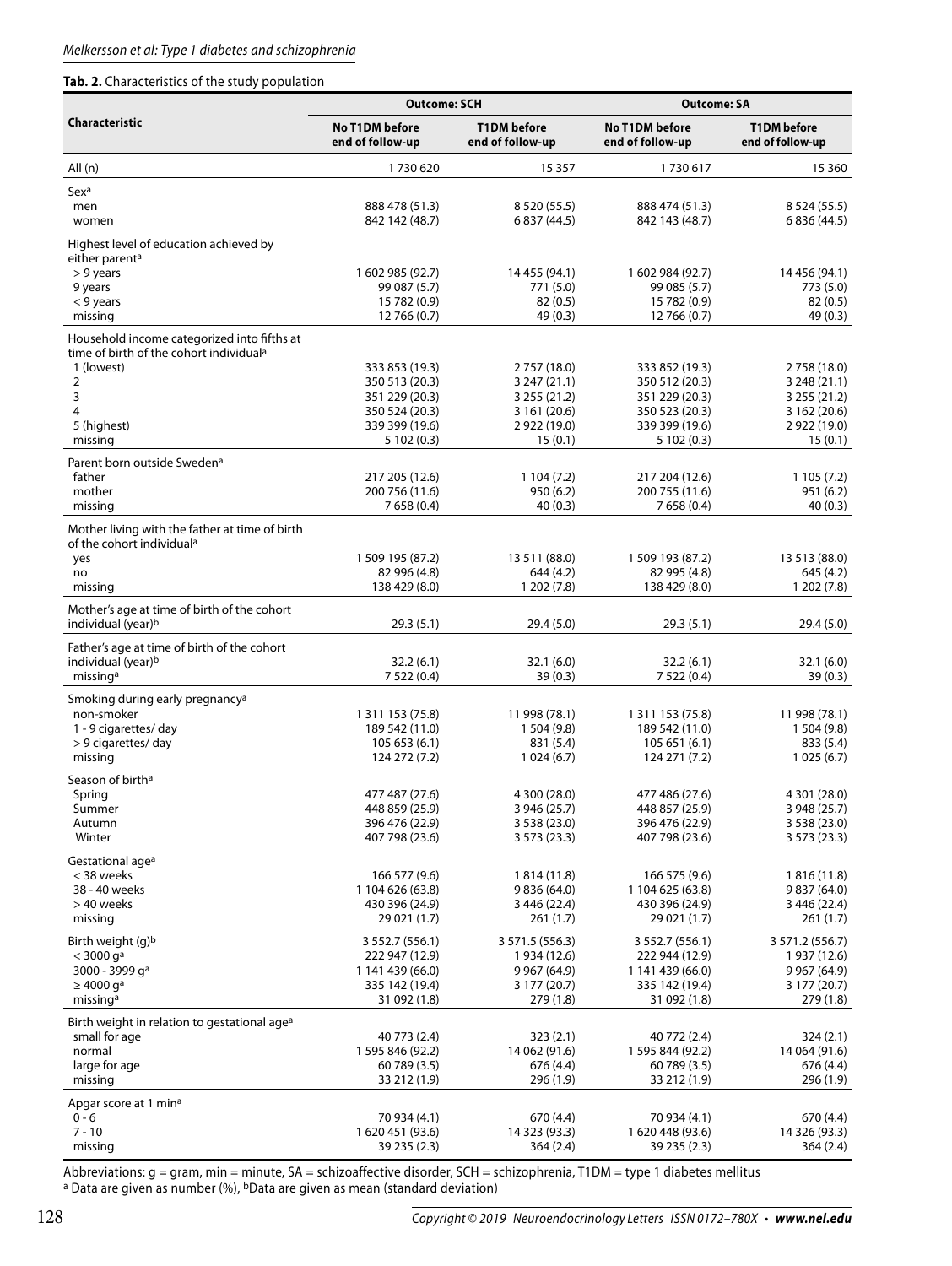**Tab. 2.** Characteristics of the study population

| Characteristic | Outcome: SCH | | Outcome: SA | |
|---|---|---|---|---|
| | No T1DM before end of follow-up | T1DM before end of follow-up | No T1DM before end of follow-up | T1DM before end of follow-up |
| All (n) | 1 730 620 | 15 357 | 1 730 617 | 15 360 |
| Sex[a] | | | | |
| men | 888 478 (51.3) | 8 520 (55.5) | 888 474 (51.3) | 8 524 (55.5) |
| women | 842 142 (48.7) | 6 837 (44.5) | 842 143 (48.7) | 6 836 (44.5) |
| Highest level of education achieved by either parent[a] | | | | |
| > 9 years | 1 602 985 (92.7) | 14 455 (94.1) | 1 602 984 (92.7) | 14 456 (94.1) |
| 9 years | 99 087 (5.7) | 771 (5.0) | 99 085 (5.7) | 773 (5.0) |
| < 9 years | 15 782 (0.9) | 82 (0.5) | 15 782 (0.9) | 82 (0.5) |
| missing | 12 766 (0.7) | 49 (0.3) | 12 766 (0.7) | 49 (0.3) |
| Household income categorized into fifths at time of birth of the cohort individual[a] | | | | |
| 1 (lowest) | 333 853 (19.3) | 2 757 (18.0) | 333 852 (19.3) | 2 758 (18.0) |
| 2 | 350 513 (20.3) | 3 247 (21.1) | 350 512 (20.3) | 3 248 (21.1) |
| 3 | 351 229 (20.3) | 3 255 (21.2) | 351 229 (20.3) | 3 255 (21.2) |
| 4 | 350 524 (20.3) | 3 161 (20.6) | 350 523 (20.3) | 3 162 (20.6) |
| 5 (highest) | 339 399 (19.6) | 2 922 (19.0) | 339 399 (19.6) | 2 922 (19.0) |
| missing | 5 102 (0.3) | 15 (0.1) | 5 102 (0.3) | 15 (0.1) |
| Parent born outside Sweden[a] | | | | |
| father | 217 205 (12.6) | 1 104 (7.2) | 217 204 (12.6) | 1 105 (7.2) |
| mother | 200 756 (11.6) | 950 (6.2) | 200 755 (11.6) | 951 (6.2) |
| missing | 7 658 (0.4) | 40 (0.3) | 7 658 (0.4) | 40 (0.3) |
| Mother living with the father at time of birth of the cohort individual[a] | | | | |
| yes | 1 509 195 (87.2) | 13 511 (88.0) | 1 509 193 (87.2) | 13 513 (88.0) |
| no | 82 996 (4.8) | 644 (4.2) | 82 995 (4.8) | 645 (4.2) |
| missing | 138 429 (8.0) | 1 202 (7.8) | 138 429 (8.0) | 1 202 (7.8) |
| Mother's age at time of birth of the cohort individual (year)[b] | 29.3 (5.1) | 29.4 (5.0) | 29.3 (5.1) | 29.4 (5.0) |
| Father's age at time of birth of the cohort individual (year)[b] | 32.2 (6.1) | 32.1 (6.0) | 32.2 (6.1) | 32.1 (6.0) |
| missing[a] | 7 522 (0.4) | 39 (0.3) | 7 522 (0.4) | 39 (0.3) |
| Smoking during early pregnancy[a] | | | | |
| non-smoker | 1 311 153 (75.8) | 11 998 (78.1) | 1 311 153 (75.8) | 11 998 (78.1) |
| 1 - 9 cigarettes/ day | 189 542 (11.0) | 1 504 (9.8) | 189 542 (11.0) | 1 504 (9.8) |
| > 9 cigarettes/ day | 105 653 (6.1) | 831 (5.4) | 105 651 (6.1) | 833 (5.4) |
| missing | 124 272 (7.2) | 1 024 (6.7) | 124 271 (7.2) | 1 025 (6.7) |
| Season of birth[a] | | | | |
| Spring | 477 487 (27.6) | 4 300 (28.0) | 477 486 (27.6) | 4 301 (28.0) |
| Summer | 448 859 (25.9) | 3 946 (25.7) | 448 857 (25.9) | 3 948 (25.7) |
| Autumn | 396 476 (22.9) | 3 538 (23.0) | 396 476 (22.9) | 3 538 (23.0) |
| Winter | 407 798 (23.6) | 3 573 (23.3) | 407 798 (23.6) | 3 573 (23.3) |
| Gestational age[a] | | | | |
| < 38 weeks | 166 577 (9.6) | 1 814 (11.8) | 166 575 (9.6) | 1 816 (11.8) |
| 38 - 40 weeks | 1 104 626 (63.8) | 9 836 (64.0) | 1 104 625 (63.8) | 9 837 (64.0) |
| > 40 weeks | 430 396 (24.9) | 3 446 (22.4) | 430 396 (24.9) | 3 446 (22.4) |
| missing | 29 021 (1.7) | 261 (1.7) | 29 021 (1.7) | 261 (1.7) |
| Birth weight (g)[b] | 3 552.7 (556.1) | 3 571.5 (556.3) | 3 552.7 (556.1) | 3 571.2 (556.7) |
| < 3000 g[a] | 222 947 (12.9) | 1 934 (12.6) | 222 944 (12.9) | 1 937 (12.6) |
| 3000 - 3999 g[a] | 1 141 439 (66.0) | 9 967 (64.9) | 1 141 439 (66.0) | 9 967 (64.9) |
| ≥ 4000 g[a] | 335 142 (19.4) | 3 177 (20.7) | 335 142 (19.4) | 3 177 (20.7) |
| missing[a] | 31 092 (1.8) | 279 (1.8) | 31 092 (1.8) | 279 (1.8) |
| Birth weight in relation to gestational age[a] | | | | |
| small for age | 40 773 (2.4) | 323 (2.1) | 40 772 (2.4) | 324 (2.1) |
| normal | 1 595 846 (92.2) | 14 062 (91.6) | 1 595 844 (92.2) | 14 064 (91.6) |
| large for age | 60 789 (3.5) | 676 (4.4) | 60 789 (3.5) | 676 (4.4) |
| missing | 33 212 (1.9) | 296 (1.9) | 33 212 (1.9) | 296 (1.9) |
| Apgar score at 1 min[a] | | | | |
| 0 - 6 | 70 934 (4.1) | 670 (4.4) | 70 934 (4.1) | 670 (4.4) |
| 7 - 10 | 1 620 451 (93.6) | 14 323 (93.3) | 1 620 448 (93.6) | 14 326 (93.3) |
| missing | 39 235 (2.3) | 364 (2.4) | 39 235 (2.3) | 364 (2.4) |

Abbreviations: g = gram, min = minute, SA = schizoaffective disorder, SCH = schizophrenia, T1DM = type 1 diabetes mellitus
[a] Data are given as number (%), [b]Data are given as mean (standard deviation)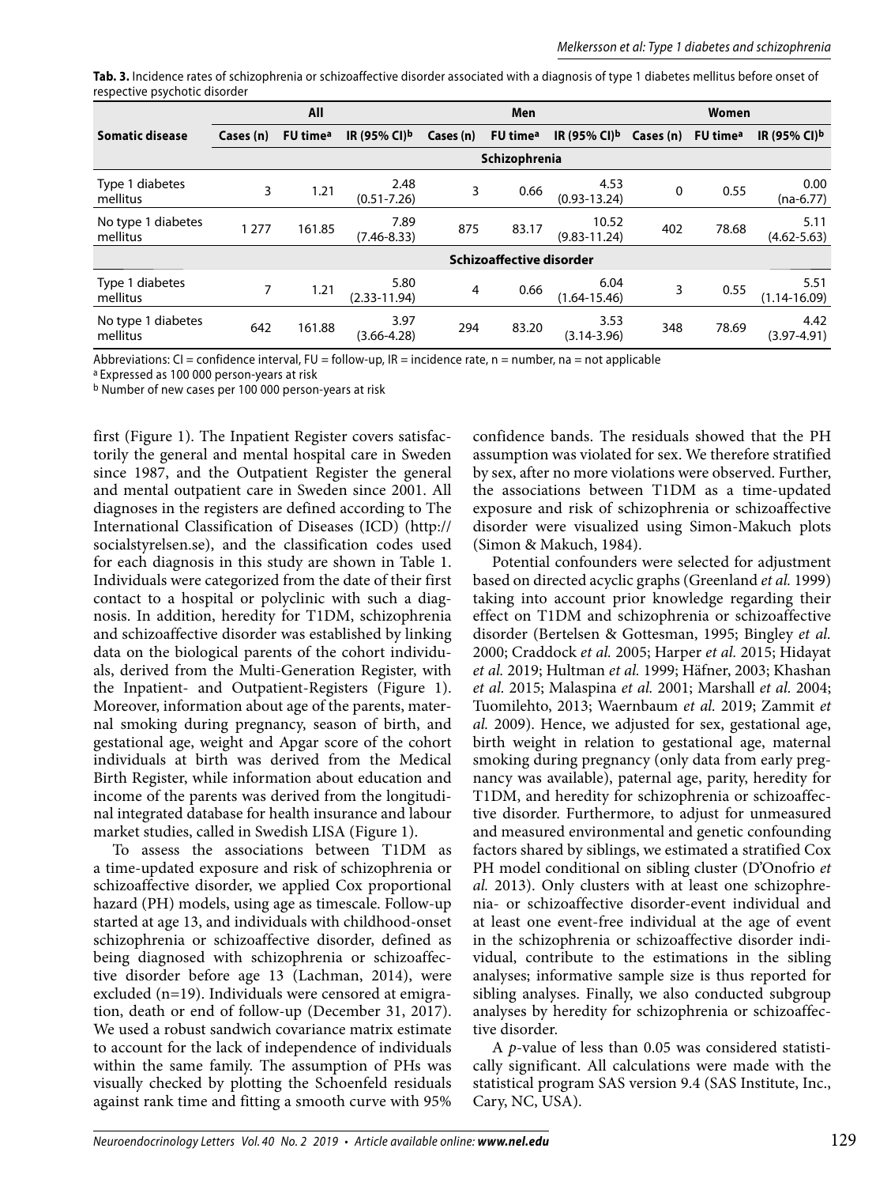**Tab. 3.** Incidence rates of schizophrenia or schizoaffective disorder associated with a diagnosis of type 1 diabetes mellitus before onset of respective psychotic disorder

| Somatic disease | All | | | Men | | | Women | | |
|---|---|---|---|---|---|---|---|---|---|
| | Cases (n) | FU time[a] | IR (95% CI)[b] | Cases (n) | FU time[a] | IR (95% CI)[b] | Cases (n) | FU time[a] | IR (95% CI)[b] |
| **Schizophrenia** | | | | | | | | | |
| Type 1 diabetes mellitus | 3 | 1.21 | 2.48 (0.51-7.26) | 3 | 0.66 | 4.53 (0.93-13.24) | 0 | 0.55 | 0.00 (na-6.77) |
| No type 1 diabetes mellitus | 1 277 | 161.85 | 7.89 (7.46-8.33) | 875 | 83.17 | 10.52 (9.83-11.24) | 402 | 78.68 | 5.11 (4.62-5.63) |
| **Schizoaffective disorder** | | | | | | | | | |
| Type 1 diabetes mellitus | 7 | 1.21 | 5.80 (2.33-11.94) | 4 | 0.66 | 6.04 (1.64-15.46) | 3 | 0.55 | 5.51 (1.14-16.09) |
| No type 1 diabetes mellitus | 642 | 161.88 | 3.97 (3.66-4.28) | 294 | 83.20 | 3.53 (3.14-3.96) | 348 | 78.69 | 4.42 (3.97-4.91) |

Abbreviations: CI = confidence interval, FU = follow-up, IR = incidence rate, n = number, na = not applicable

[a] Expressed as 100 000 person-years at risk

[b] Number of new cases per 100 000 person-years at risk

first (Figure 1). The Inpatient Register covers satisfactorily the general and mental hospital care in Sweden since 1987, and the Outpatient Register the general and mental outpatient care in Sweden since 2001. All diagnoses in the registers are defined according to The International Classification of Diseases (ICD) (http://socialstyrelsen.se), and the classification codes used for each diagnosis in this study are shown in Table 1. Individuals were categorized from the date of their first contact to a hospital or polyclinic with such a diagnosis. In addition, heredity for T1DM, schizophrenia and schizoaffective disorder was established by linking data on the biological parents of the cohort individuals, derived from the Multi-Generation Register, with the Inpatient- and Outpatient-Registers (Figure 1). Moreover, information about age of the parents, maternal smoking during pregnancy, season of birth, and gestational age, weight and Apgar score of the cohort individuals at birth was derived from the Medical Birth Register, while information about education and income of the parents was derived from the longitudinal integrated database for health insurance and labour market studies, called in Swedish LISA (Figure 1).

To assess the associations between T1DM as a time-updated exposure and risk of schizophrenia or schizoaffective disorder, we applied Cox proportional hazard (PH) models, using age as timescale. Follow-up started at age 13, and individuals with childhood-onset schizophrenia or schizoaffective disorder, defined as being diagnosed with schizophrenia or schizoaffective disorder before age 13 (Lachman, 2014), were excluded (n=19). Individuals were censored at emigration, death or end of follow-up (December 31, 2017). We used a robust sandwich covariance matrix estimate to account for the lack of independence of individuals within the same family. The assumption of PHs was visually checked by plotting the Schoenfeld residuals against rank time and fitting a smooth curve with 95% confidence bands. The residuals showed that the PH assumption was violated for sex. We therefore stratified by sex, after no more violations were observed. Further, the associations between T1DM as a time-updated exposure and risk of schizophrenia or schizoaffective disorder were visualized using Simon-Makuch plots (Simon & Makuch, 1984).

Potential confounders were selected for adjustment based on directed acyclic graphs (Greenland *et al.* 1999) taking into account prior knowledge regarding their effect on T1DM and schizophrenia or schizoaffective disorder (Bertelsen & Gottesman, 1995; Bingley *et al.* 2000; Craddock *et al.* 2005; Harper *et al.* 2015; Hidayat *et al.* 2019; Hultman *et al.* 1999; Häfner, 2003; Khashan *et al.* 2015; Malaspina *et al.* 2001; Marshall *et al.* 2004; Tuomilehto, 2013; Waernbaum *et al.* 2019; Zammit *et al.* 2009). Hence, we adjusted for sex, gestational age, birth weight in relation to gestational age, maternal smoking during pregnancy (only data from early pregnancy was available), paternal age, parity, heredity for T1DM, and heredity for schizophrenia or schizoaffective disorder. Furthermore, to adjust for unmeasured and measured environmental and genetic confounding factors shared by siblings, we estimated a stratified Cox PH model conditional on sibling cluster (D'Onofrio *et al.* 2013). Only clusters with at least one schizophrenia- or schizoaffective disorder-event individual and at least one event-free individual at the age of event in the schizophrenia or schizoaffective disorder individual, contribute to the estimations in the sibling analyses; informative sample size is thus reported for sibling analyses. Finally, we also conducted subgroup analyses by heredity for schizophrenia or schizoaffective disorder.

A $p$-value of less than 0.05 was considered statistically significant. All calculations were made with the statistical program SAS version 9.4 (SAS Institute, Inc., Cary, NC, USA).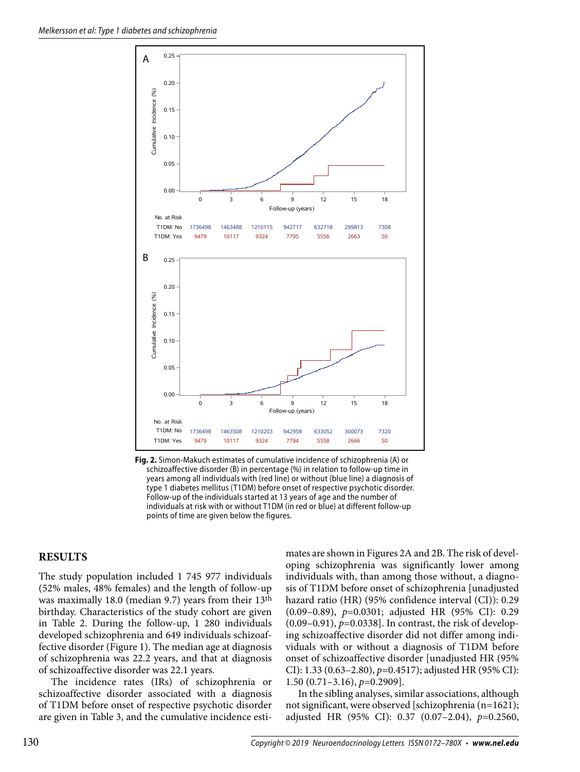A

| No. at Risk | 0 | 3 | 6 | 9 | 12 | 15 | 18 |
|---|---|---|---|---|---|---|---|
| T1DM: No | 1736498 | 1463488 | 1210115 | 942717 | 632718 | 299813 | 7308 |
| T1DM: Yes | 9479 | 10117 | 9324 | 7795 | 5556 | 2663 | 50 |

B

| No. at Risk | 0 | 3 | 6 | 9 | 12 | 15 | 18 |
|---|---|---|---|---|---|---|---|
| T1DM: No | 1736498 | 1463508 | 1210203 | 942958 | 633052 | 300073 | 7320 |
| T1DM: Yes | 9479 | 10117 | 9324 | 7794 | 5558 | 2666 | 50 |

**Fig. 2.** Simon-Makuch estimates of cumulative incidence of schizophrenia (A) or schizoaffective disorder (B) in percentage (%) in relation to follow-up time in years among all individuals with (red line) or without (blue line) a diagnosis of type 1 diabetes mellitus (T1DM) before onset of respective psychotic disorder. Follow-up of the individuals started at 13 years of age and the number of individuals at risk with or without T1DM (in red or blue) at different follow-up points of time are given below the figures.

## RESULTS

The study population included 1 745 977 individuals (52% males, 48% females) and the length of follow-up was maximally 18.0 (median 9.7) years from their 13th birthday. Characteristics of the study cohort are given in Table 2. During the follow-up, 1 280 individuals developed schizophrenia and 649 individuals schizoaffective disorder (Figure 1). The median age at diagnosis of schizophrenia was 22.2 years, and that at diagnosis of schizoaffective disorder was 22.1 years.

The incidence rates (IRs) of schizophrenia or schizoaffective disorder associated with a diagnosis of T1DM before onset of respective psychotic disorder are given in Table 3, and the cumulative incidence estimates are shown in Figures 2A and 2B. The risk of developing schizophrenia was significantly lower among individuals with, than among those without, a diagnosis of T1DM before onset of schizophrenia [unadjusted hazard ratio (HR) (95% confidence interval (CI)): 0.29 (0.09–0.89), $p$=0.0301; adjusted HR (95% CI): 0.29 (0.09–0.91), $p$=0.0338]. In contrast, the risk of developing schizoaffective disorder did not differ among individuals with or without a diagnosis of T1DM before onset of schizoaffective disorder [unadjusted HR (95% CI): 1.33 (0.63–2.80), $p$=0.4517); adjusted HR (95% CI): 1.50 (0.71–3.16), $p$=0.2909].

In the sibling analyses, similar associations, although not significant, were observed [schizophrenia (n=1621); adjusted HR (95% CI): 0.37 (0.07–2.04), $p$=0.2560,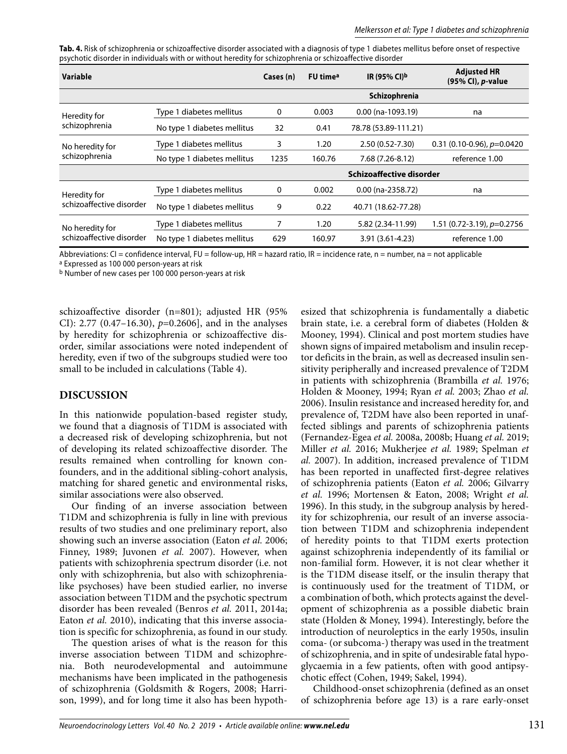**Tab. 4.** Risk of schizophrenia or schizoaffective disorder associated with a diagnosis of type 1 diabetes mellitus before onset of respective psychotic disorder in individuals with or without heredity for schizophrenia or schizoaffective disorder

| Variable | | Cases (n) | FU time[a] | IR (95% CI)[b] | Adjusted HR (95% CI), *p*-value |
|---|---|---|---|---|---|
| | | | | **Schizophrenia** | |
| Heredity for schizophrenia | Type 1 diabetes mellitus | 0 | 0.003 | 0.00 (na-1093.19) | na |
| | No type 1 diabetes mellitus | 32 | 0.41 | 78.78 (53.89-111.21) | |
| No heredity for schizophrenia | Type 1 diabetes mellitus | 3 | 1.20 | 2.50 (0.52-7.30) | 0.31 (0.10-0.96), *p*=0.0420 |
| | No type 1 diabetes mellitus | 1235 | 160.76 | 7.68 (7.26-8.12) | reference 1.00 |
| | | | | **Schizoaffective disorder** | |
| Heredity for schizoaffective disorder | Type 1 diabetes mellitus | 0 | 0.002 | 0.00 (na-2358.72) | na |
| | No type 1 diabetes mellitus | 9 | 0.22 | 40.71 (18.62-77.28) | |
| No heredity for schizoaffective disorder | Type 1 diabetes mellitus | 7 | 1.20 | 5.82 (2.34-11.99) | 1.51 (0.72-3.19), *p*=0.2756 |
| | No type 1 diabetes mellitus | 629 | 160.97 | 3.91 (3.61-4.23) | reference 1.00 |

Abbreviations: CI = confidence interval, FU = follow-up, HR = hazard ratio, IR = incidence rate, n = number, na = not applicable

[a] Expressed as 100 000 person-years at risk

[b] Number of new cases per 100 000 person-years at risk

schizoaffective disorder (n=801); adjusted HR (95% CI): 2.77 (0.47–16.30), *p*=0.2606], and in the analyses by heredity for schizophrenia or schizoaffective disorder, similar associations were noted independent of heredity, even if two of the subgroups studied were too small to be included in calculations (Table 4).

## DISCUSSION

In this nationwide population-based register study, we found that a diagnosis of T1DM is associated with a decreased risk of developing schizophrenia, but not of developing its related schizoaffective disorder. The results remained when controlling for known confounders, and in the additional sibling-cohort analysis, matching for shared genetic and environmental risks, similar associations were also observed.

Our finding of an inverse association between T1DM and schizophrenia is fully in line with previous results of two studies and one preliminary report, also showing such an inverse association (Eaton *et al.* 2006; Finney, 1989; Juvonen *et al.* 2007). However, when patients with schizophrenia spectrum disorder (i.e. not only with schizophrenia, but also with schizophrenia-like psychoses) have been studied earlier, no inverse association between T1DM and the psychotic spectrum disorder has been revealed (Benros *et al.* 2011, 2014a; Eaton *et al.* 2010), indicating that this inverse association is specific for schizophrenia, as found in our study.

The question arises of what is the reason for this inverse association between T1DM and schizophrenia. Both neurodevelopmental and autoimmune mechanisms have been implicated in the pathogenesis of schizophrenia (Goldsmith & Rogers, 2008; Harrison, 1999), and for long time it also has been hypothesized that schizophrenia is fundamentally a diabetic brain state, i.e. a cerebral form of diabetes (Holden & Mooney, 1994). Clinical and post mortem studies have shown signs of impaired metabolism and insulin receptor deficits in the brain, as well as decreased insulin sensitivity peripherally and increased prevalence of T2DM in patients with schizophrenia (Brambilla *et al.* 1976; Holden & Mooney, 1994; Ryan *et al.* 2003; Zhao *et al.* 2006). Insulin resistance and increased heredity for, and prevalence of, T2DM have also been reported in unaffected siblings and parents of schizophrenia patients (Fernandez-Egea *et al.* 2008a, 2008b; Huang *et al.* 2019; Miller *et al.* 2016; Mukherjee *et al.* 1989; Spelman *et al.* 2007). In addition, increased prevalence of T1DM has been reported in unaffected first-degree relatives of schizophrenia patients (Eaton *et al.* 2006; Gilvarry *et al.* 1996; Mortensen & Eaton, 2008; Wright *et al.* 1996). In this study, in the subgroup analysis by heredity for schizophrenia, our result of an inverse association between T1DM and schizophrenia independent of heredity points to that T1DM exerts protection against schizophrenia independently of its familial or non-familial form. However, it is not clear whether it is the T1DM disease itself, or the insulin therapy that is continuously used for the treatment of T1DM, or a combination of both, which protects against the development of schizophrenia as a possible diabetic brain state (Holden & Money, 1994). Interestingly, before the introduction of neuroleptics in the early 1950s, insulin coma- (or subcoma-) therapy was used in the treatment of schizophrenia, and in spite of undesirable fatal hypoglycaemia in a few patients, often with good antipsychotic effect (Cohen, 1949; Sakel, 1994).

Childhood-onset schizophrenia (defined as an onset of schizophrenia before age 13) is a rare early-onset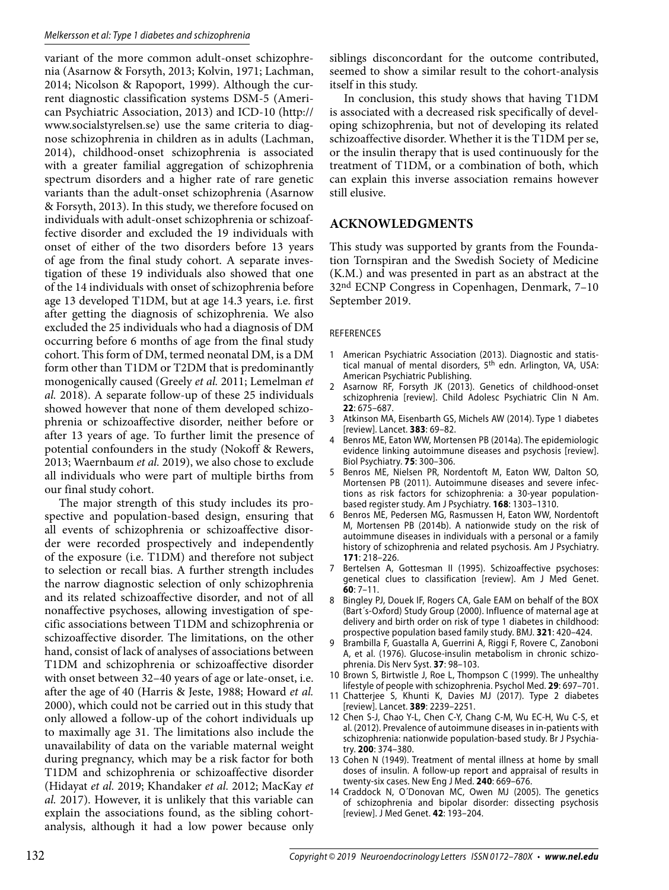variant of the more common adult-onset schizophrenia (Asarnow & Forsyth, 2013; Kolvin, 1971; Lachman, 2014; Nicolson & Rapoport, 1999). Although the current diagnostic classification systems DSM-5 (American Psychiatric Association, 2013) and ICD-10 (http://www.socialstyrelsen.se) use the same criteria to diagnose schizophrenia in children as in adults (Lachman, 2014), childhood-onset schizophrenia is associated with a greater familial aggregation of schizophrenia spectrum disorders and a higher rate of rare genetic variants than the adult-onset schizophrenia (Asarnow & Forsyth, 2013). In this study, we therefore focused on individuals with adult-onset schizophrenia or schizoaffective disorder and excluded the 19 individuals with onset of either of the two disorders before 13 years of age from the final study cohort. A separate investigation of these 19 individuals also showed that one of the 14 individuals with onset of schizophrenia before age 13 developed T1DM, but at age 14.3 years, i.e. first after getting the diagnosis of schizophrenia. We also excluded the 25 individuals who had a diagnosis of DM occurring before 6 months of age from the final study cohort. This form of DM, termed neonatal DM, is a DM form other than T1DM or T2DM that is predominantly monogenically caused (Greely *et al.* 2011; Lemelman *et al.* 2018). A separate follow-up of these 25 individuals showed however that none of them developed schizophrenia or schizoaffective disorder, neither before or after 13 years of age. To further limit the presence of potential confounders in the study (Nokoff & Rewers, 2013; Waernbaum *et al.* 2019), we also chose to exclude all individuals who were part of multiple births from our final study cohort.

The major strength of this study includes its prospective and population-based design, ensuring that all events of schizophrenia or schizoaffective disorder were recorded prospectively and independently of the exposure (i.e. T1DM) and therefore not subject to selection or recall bias. A further strength includes the narrow diagnostic selection of only schizophrenia and its related schizoaffective disorder, and not of all nonaffective psychoses, allowing investigation of specific associations between T1DM and schizophrenia or schizoaffective disorder. The limitations, on the other hand, consist of lack of analyses of associations between T1DM and schizophrenia or schizoaffective disorder with onset between 32–40 years of age or late-onset, i.e. after the age of 40 (Harris & Jeste, 1988; Howard *et al.* 2000), which could not be carried out in this study that only allowed a follow-up of the cohort individuals up to maximally age 31. The limitations also include the unavailability of data on the variable maternal weight during pregnancy, which may be a risk factor for both T1DM and schizophrenia or schizoaffective disorder (Hidayat *et al.* 2019; Khandaker *et al.* 2012; MacKay *et al.* 2017). However, it is unlikely that this variable can explain the associations found, as the sibling cohort-analysis, although it had a low power because only siblings disconcordant for the outcome contributed, seemed to show a similar result to the cohort-analysis itself in this study.

In conclusion, this study shows that having T1DM is associated with a decreased risk specifically of developing schizophrenia, but not of developing its related schizoaffective disorder. Whether it is the T1DM per se, or the insulin therapy that is used continuously for the treatment of T1DM, or a combination of both, which can explain this inverse association remains however still elusive.

## ACKNOWLEDGMENTS

This study was supported by grants from the Foundation Tornspiran and the Swedish Society of Medicine (K.M.) and was presented in part as an abstract at the 32nd ECNP Congress in Copenhagen, Denmark, 7–10 September 2019.

### REFERENCES

1. American Psychiatric Association (2013). Diagnostic and statistical manual of mental disorders, 5th edn. Arlington, VA, USA: American Psychiatric Publishing.
2. Asarnow RF, Forsyth JK (2013). Genetics of childhood-onset schizophrenia [review]. Child Adolesc Psychiatric Clin N Am. **22**: 675–687.
3. Atkinson MA, Eisenbarth GS, Michels AW (2014). Type 1 diabetes [review]. Lancet. **383**: 69–82.
4. Benros ME, Eaton WW, Mortensen PB (2014a). The epidemiologic evidence linking autoimmune diseases and psychosis [review]. Biol Psychiatry. **75**: 300–306.
5. Benros ME, Nielsen PR, Nordentoft M, Eaton WW, Dalton SO, Mortensen PB (2011). Autoimmune diseases and severe infections as risk factors for schizophrenia: a 30-year population-based register study. Am J Psychiatry. **168**: 1303–1310.
6. Benros ME, Pedersen MG, Rasmussen H, Eaton WW, Nordentoft M, Mortensen PB (2014b). A nationwide study on the risk of autoimmune diseases in individuals with a personal or a family history of schizophrenia and related psychosis. Am J Psychiatry. **171**: 218–226.
7. Bertelsen A, Gottesman II (1995). Schizoaffective psychoses: genetical clues to classification [review]. Am J Med Genet. **60**: 7–11.
8. Bingley PJ, Douek IF, Rogers CA, Gale EAM on behalf of the BOX (Bart´s-Oxford) Study Group (2000). Influence of maternal age at delivery and birth order on risk of type 1 diabetes in childhood: prospective population based family study. BMJ. **321**: 420–424.
9. Brambilla F, Guastalla A, Guerrini A, Riggi F, Rovere C, Zanoboni A, et al. (1976). Glucose-insulin metabolism in chronic schizophrenia. Dis Nerv Syst. **37**: 98–103.
10. Brown S, Birtwistle J, Roe L, Thompson C (1999). The unhealthy lifestyle of people with schizophrenia. Psychol Med. **29**: 697–701.
11. Chatterjee S, Khunti K, Davies MJ (2017). Type 2 diabetes [review]. Lancet. **389**: 2239–2251.
12. Chen S-J, Chao Y-L, Chen C-Y, Chang C-M, Wu EC-H, Wu C-S, et al. (2012). Prevalence of autoimmune diseases in in-patients with schizophrenia: nationwide population-based study. Br J Psychiatry. **200**: 374–380.
13. Cohen N (1949). Treatment of mental illness at home by small doses of insulin. A follow-up report and appraisal of results in twenty-six cases. New Eng J Med. **240**: 669–676.
14. Craddock N, O´Donovan MC, Owen MJ (2005). The genetics of schizophrenia and bipolar disorder: dissecting psychosis [review]. J Med Genet. **42**: 193–204.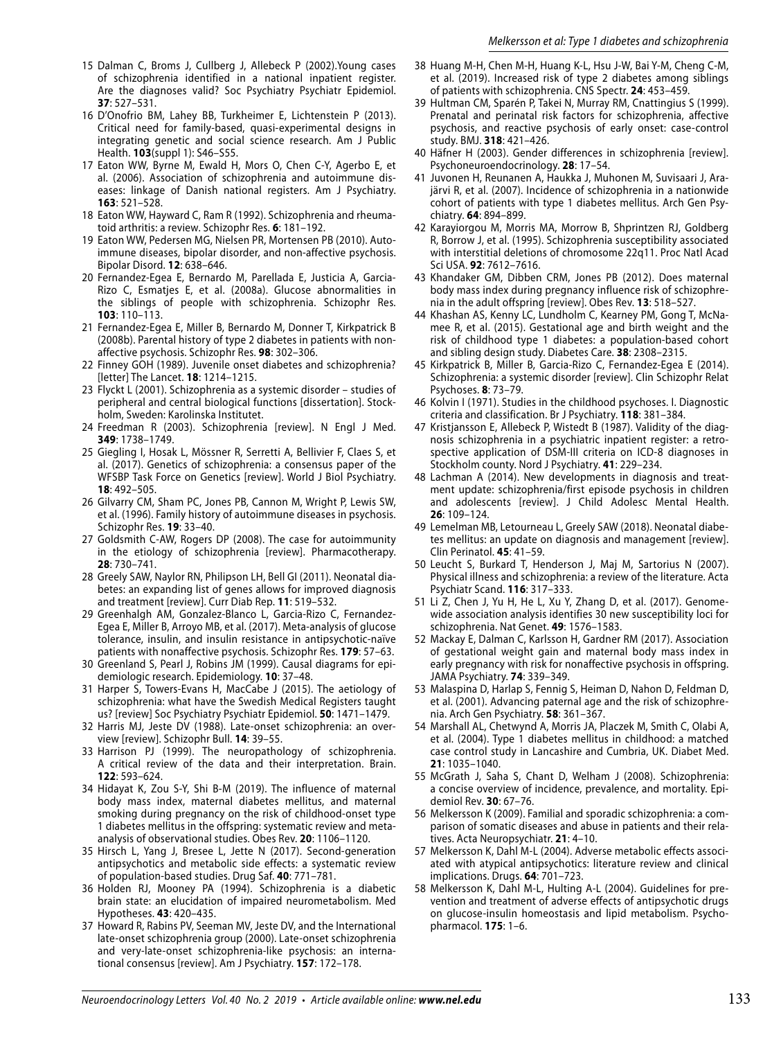15 Dalman C, Broms J, Cullberg J, Allebeck P (2002).Young cases of schizophrenia identified in a national inpatient register. Are the diagnoses valid? Soc Psychiatry Psychiatr Epidemiol. **37**: 527–531.

16 D'Onofrio BM, Lahey BB, Turkheimer E, Lichtenstein P (2013). Critical need for family-based, quasi-experimental designs in integrating genetic and social science research. Am J Public Health. **103**(suppl 1): S46–S55.

17 Eaton WW, Byrne M, Ewald H, Mors O, Chen C-Y, Agerbo E, et al. (2006). Association of schizophrenia and autoimmune diseases: linkage of Danish national registers. Am J Psychiatry. **163**: 521–528.

18 Eaton WW, Hayward C, Ram R (1992). Schizophrenia and rheumatoid arthritis: a review. Schizophr Res. **6**: 181–192.

19 Eaton WW, Pedersen MG, Nielsen PR, Mortensen PB (2010). Autoimmune diseases, bipolar disorder, and non-affective psychosis. Bipolar Disord. **12**: 638–646.

20 Fernandez-Egea E, Bernardo M, Parellada E, Justicia A, Garcia-Rizo C, Esmatjes E, et al. (2008a). Glucose abnormalities in the siblings of people with schizophrenia. Schizophr Res. **103**: 110–113.

21 Fernandez-Egea E, Miller B, Bernardo M, Donner T, Kirkpatrick B (2008b). Parental history of type 2 diabetes in patients with non-affective psychosis. Schizophr Res. **98**: 302–306.

22 Finney GOH (1989). Juvenile onset diabetes and schizophrenia? [letter] The Lancet. **18**: 1214–1215.

23 Flyckt L (2001). Schizophrenia as a systemic disorder – studies of peripheral and central biological functions [dissertation]. Stockholm, Sweden: Karolinska Institutet.

24 Freedman R (2003). Schizophrenia [review]. N Engl J Med. **349**: 1738–1749.

25 Giegling I, Hosak L, Mössner R, Serretti A, Bellivier F, Claes S, et al. (2017). Genetics of schizophrenia: a consensus paper of the WFSBP Task Force on Genetics [review]. World J Biol Psychiatry. **18**: 492–505.

26 Gilvarry CM, Sham PC, Jones PB, Cannon M, Wright P, Lewis SW, et al. (1996). Family history of autoimmune diseases in psychosis. Schizophr Res. **19**: 33–40.

27 Goldsmith C-AW, Rogers DP (2008). The case for autoimmunity in the etiology of schizophrenia [review]. Pharmacotherapy. **28**: 730–741.

28 Greely SAW, Naylor RN, Philipson LH, Bell GI (2011). Neonatal diabetes: an expanding list of genes allows for improved diagnosis and treatment [review]. Curr Diab Rep. **11**: 519–532.

29 Greenhalgh AM, Gonzalez-Blanco L, Garcia-Rizo C, Fernandez-Egea E, Miller B, Arroyo MB, et al. (2017). Meta-analysis of glucose tolerance, insulin, and insulin resistance in antipsychotic-naïve patients with nonaffective psychosis. Schizophr Res. **179**: 57–63.

30 Greenland S, Pearl J, Robins JM (1999). Causal diagrams for epidemiologic research. Epidemiology. **10**: 37–48.

31 Harper S, Towers-Evans H, MacCabe J (2015). The aetiology of schizophrenia: what have the Swedish Medical Registers taught us? [review] Soc Psychiatry Psychiatr Epidemiol. **50**: 1471–1479.

32 Harris MJ, Jeste DV (1988). Late-onset schizophrenia: an overview [review]. Schizophr Bull. **14**: 39–55.

33 Harrison PJ (1999). The neuropathology of schizophrenia. A critical review of the data and their interpretation. Brain. **122**: 593–624.

34 Hidayat K, Zou S-Y, Shi B-M (2019). The influence of maternal body mass index, maternal diabetes mellitus, and maternal smoking during pregnancy on the risk of childhood-onset type 1 diabetes mellitus in the offspring: systematic review and meta-analysis of observational studies. Obes Rev. **20**: 1106–1120.

35 Hirsch L, Yang J, Bresee L, Jette N (2017). Second-generation antipsychotics and metabolic side effects: a systematic review of population-based studies. Drug Saf. **40**: 771–781.

36 Holden RJ, Mooney PA (1994). Schizophrenia is a diabetic brain state: an elucidation of impaired neurometabolism. Med Hypotheses. **43**: 420–435.

37 Howard R, Rabins PV, Seeman MV, Jeste DV, and the International late-onset schizophrenia group (2000). Late-onset schizophrenia and very-late-onset schizophrenia-like psychosis: an international consensus [review]. Am J Psychiatry. **157**: 172–178.

38 Huang M-H, Chen M-H, Huang K-L, Hsu J-W, Bai Y-M, Cheng C-M, et al. (2019). Increased risk of type 2 diabetes among siblings of patients with schizophrenia. CNS Spectr. **24**: 453–459.

39 Hultman CM, Sparén P, Takei N, Murray RM, Cnattingius S (1999). Prenatal and perinatal risk factors for schizophrenia, affective psychosis, and reactive psychosis of early onset: case-control study. BMJ. **318**: 421–426.

40 Häfner H (2003). Gender differences in schizophrenia [review]. Psychoneuroendocrinology. **28**: 17–54.

41 Juvonen H, Reunanen A, Haukka J, Muhonen M, Suvisaari J, Arajärvi R, et al. (2007). Incidence of schizophrenia in a nationwide cohort of patients with type 1 diabetes mellitus. Arch Gen Psychiatry. **64**: 894–899.

42 Karayiorgou M, Morris MA, Morrow B, Shprintzen RJ, Goldberg R, Borrow J, et al. (1995). Schizophrenia susceptibility associated with interstitial deletions of chromosome 22q11. Proc Natl Acad Sci USA. **92**: 7612–7616.

43 Khandaker GM, Dibben CRM, Jones PB (2012). Does maternal body mass index during pregnancy influence risk of schizophrenia in the adult offspring [review]. Obes Rev. **13**: 518–527.

44 Khashan AS, Kenny LC, Lundholm C, Kearney PM, Gong T, McNamee R, et al. (2015). Gestational age and birth weight and the risk of childhood type 1 diabetes: a population-based cohort and sibling design study. Diabetes Care. **38**: 2308–2315.

45 Kirkpatrick B, Miller B, Garcia-Rizo C, Fernandez-Egea E (2014). Schizophrenia: a systemic disorder [review]. Clin Schizophr Relat Psychoses. **8**: 73–79.

46 Kolvin I (1971). Studies in the childhood psychoses. I. Diagnostic criteria and classification. Br J Psychiatry. **118**: 381–384.

47 Kristjansson E, Allebeck P, Wistedt B (1987). Validity of the diagnosis schizophrenia in a psychiatric inpatient register: a retrospective application of DSM-III criteria on ICD-8 diagnoses in Stockholm county. Nord J Psychiatry. **41**: 229–234.

48 Lachman A (2014). New developments in diagnosis and treatment update: schizophrenia/first episode psychosis in children and adolescents [review]. J Child Adolesc Mental Health. **26**: 109–124.

49 Lemelman MB, Letourneau L, Greely SAW (2018). Neonatal diabetes mellitus: an update on diagnosis and management [review]. Clin Perinatol. **45**: 41–59.

50 Leucht S, Burkard T, Henderson J, Maj M, Sartorius N (2007). Physical illness and schizophrenia: a review of the literature. Acta Psychiatr Scand. **116**: 317–333.

51 Li Z, Chen J, Yu H, He L, Xu Y, Zhang D, et al. (2017). Genome-wide association analysis identifies 30 new susceptibility loci for schizophrenia. Nat Genet. **49**: 1576–1583.

52 Mackay E, Dalman C, Karlsson H, Gardner RM (2017). Association of gestational weight gain and maternal body mass index in early pregnancy with risk for nonaffective psychosis in offspring. JAMA Psychiatry. **74**: 339–349.

53 Malaspina D, Harlap S, Fennig S, Heiman D, Nahon D, Feldman D, et al. (2001). Advancing paternal age and the risk of schizophrenia. Arch Gen Psychiatry. **58**: 361–367.

54 Marshall AL, Chetwynd A, Morris JA, Placzek M, Smith C, Olabi A, et al. (2004). Type 1 diabetes mellitus in childhood: a matched case control study in Lancashire and Cumbria, UK. Diabet Med. **21**: 1035–1040.

55 McGrath J, Saha S, Chant D, Welham J (2008). Schizophrenia: a concise overview of incidence, prevalence, and mortality. Epidemiol Rev. **30**: 67–76.

56 Melkersson K (2009). Familial and sporadic schizophrenia: a comparison of somatic diseases and abuse in patients and their relatives. Acta Neuropsychiatr. **21**: 4–10.

57 Melkersson K, Dahl M-L (2004). Adverse metabolic effects associated with atypical antipsychotics: literature review and clinical implications. Drugs. **64**: 701–723.

58 Melkersson K, Dahl M-L, Hulting A-L (2004). Guidelines for prevention and treatment of adverse effects of antipsychotic drugs on glucose-insulin homeostasis and lipid metabolism. Psychopharmacol. **175**: 1–6.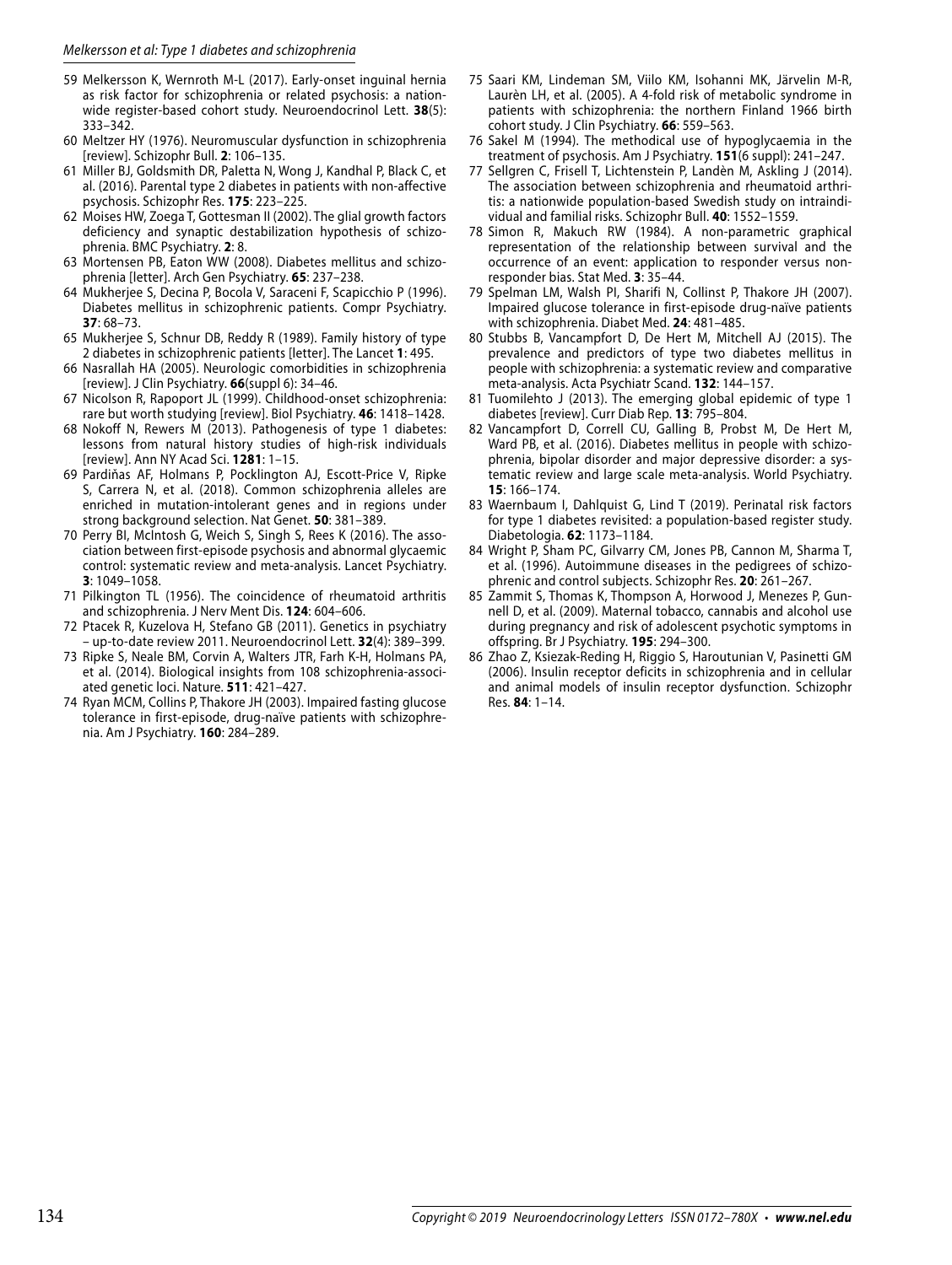59 Melkersson K, Wernroth M-L (2017). Early-onset inguinal hernia as risk factor for schizophrenia or related psychosis: a nationwide register-based cohort study. Neuroendocrinol Lett. **38**(5): 333–342.

60 Meltzer HY (1976). Neuromuscular dysfunction in schizophrenia [review]. Schizophr Bull. **2**: 106–135.

61 Miller BJ, Goldsmith DR, Paletta N, Wong J, Kandhal P, Black C, et al. (2016). Parental type 2 diabetes in patients with non-affective psychosis. Schizophr Res. **175**: 223–225.

62 Moises HW, Zoega T, Gottesman II (2002). The glial growth factors deficiency and synaptic destabilization hypothesis of schizophrenia. BMC Psychiatry. **2**: 8.

63 Mortensen PB, Eaton WW (2008). Diabetes mellitus and schizophrenia [letter]. Arch Gen Psychiatry. **65**: 237–238.

64 Mukherjee S, Decina P, Bocola V, Saraceni F, Scapicchio P (1996). Diabetes mellitus in schizophrenic patients. Compr Psychiatry. **37**: 68–73.

65 Mukherjee S, Schnur DB, Reddy R (1989). Family history of type 2 diabetes in schizophrenic patients [letter]. The Lancet **1**: 495.

66 Nasrallah HA (2005). Neurologic comorbidities in schizophrenia [review]. J Clin Psychiatry. **66**(suppl 6): 34–46.

67 Nicolson R, Rapoport JL (1999). Childhood-onset schizophrenia: rare but worth studying [review]. Biol Psychiatry. **46**: 1418–1428.

68 Nokoff N, Rewers M (2013). Pathogenesis of type 1 diabetes: lessons from natural history studies of high-risk individuals [review]. Ann NY Acad Sci. **1281**: 1–15.

69 Pardiňas AF, Holmans P, Pocklington AJ, Escott-Price V, Ripke S, Carrera N, et al. (2018). Common schizophrenia alleles are enriched in mutation-intolerant genes and in regions under strong background selection. Nat Genet. **50**: 381–389.

70 Perry BI, McIntosh G, Weich S, Singh S, Rees K (2016). The association between first-episode psychosis and abnormal glycaemic control: systematic review and meta-analysis. Lancet Psychiatry. **3**: 1049–1058.

71 Pilkington TL (1956). The coincidence of rheumatoid arthritis and schizophrenia. J Nerv Ment Dis. **124**: 604–606.

72 Ptacek R, Kuzelova H, Stefano GB (2011). Genetics in psychiatry – up-to-date review 2011. Neuroendocrinol Lett. **32**(4): 389–399.

73 Ripke S, Neale BM, Corvin A, Walters JTR, Farh K-H, Holmans PA, et al. (2014). Biological insights from 108 schizophrenia-associated genetic loci. Nature. **511**: 421–427.

74 Ryan MCM, Collins P, Thakore JH (2003). Impaired fasting glucose tolerance in first-episode, drug-naïve patients with schizophrenia. Am J Psychiatry. **160**: 284–289.

75 Saari KM, Lindeman SM, Viilo KM, Isohanni MK, Järvelin M-R, Laurèn LH, et al. (2005). A 4-fold risk of metabolic syndrome in patients with schizophrenia: the northern Finland 1966 birth cohort study. J Clin Psychiatry. **66**: 559–563.

76 Sakel M (1994). The methodical use of hypoglycaemia in the treatment of psychosis. Am J Psychiatry. **151**(6 suppl): 241–247.

77 Sellgren C, Frisell T, Lichtenstein P, Landèn M, Askling J (2014). The association between schizophrenia and rheumatoid arthritis: a nationwide population-based Swedish study on intraindividual and familial risks. Schizophr Bull. **40**: 1552–1559.

78 Simon R, Makuch RW (1984). A non-parametric graphical representation of the relationship between survival and the occurrence of an event: application to responder versus non-responder bias. Stat Med. **3**: 35–44.

79 Spelman LM, Walsh PI, Sharifi N, Collinst P, Thakore JH (2007). Impaired glucose tolerance in first-episode drug-naïve patients with schizophrenia. Diabet Med. **24**: 481–485.

80 Stubbs B, Vancampfort D, De Hert M, Mitchell AJ (2015). The prevalence and predictors of type two diabetes mellitus in people with schizophrenia: a systematic review and comparative meta-analysis. Acta Psychiatr Scand. **132**: 144–157.

81 Tuomilehto J (2013). The emerging global epidemic of type 1 diabetes [review]. Curr Diab Rep. **13**: 795–804.

82 Vancampfort D, Correll CU, Galling B, Probst M, De Hert M, Ward PB, et al. (2016). Diabetes mellitus in people with schizophrenia, bipolar disorder and major depressive disorder: a systematic review and large scale meta-analysis. World Psychiatry. **15**: 166–174.

83 Waernbaum I, Dahlquist G, Lind T (2019). Perinatal risk factors for type 1 diabetes revisited: a population-based register study. Diabetologia. **62**: 1173–1184.

84 Wright P, Sham PC, Gilvarry CM, Jones PB, Cannon M, Sharma T, et al. (1996). Autoimmune diseases in the pedigrees of schizophrenic and control subjects. Schizophr Res. **20**: 261–267.

85 Zammit S, Thomas K, Thompson A, Horwood J, Menezes P, Gunnell D, et al. (2009). Maternal tobacco, cannabis and alcohol use during pregnancy and risk of adolescent psychotic symptoms in offspring. Br J Psychiatry. **195**: 294–300.

86 Zhao Z, Ksiezak-Reding H, Riggio S, Haroutunian V, Pasinetti GM (2006). Insulin receptor deficits in schizophrenia and in cellular and animal models of insulin receptor dysfunction. Schizophr Res. **84**: 1–14.